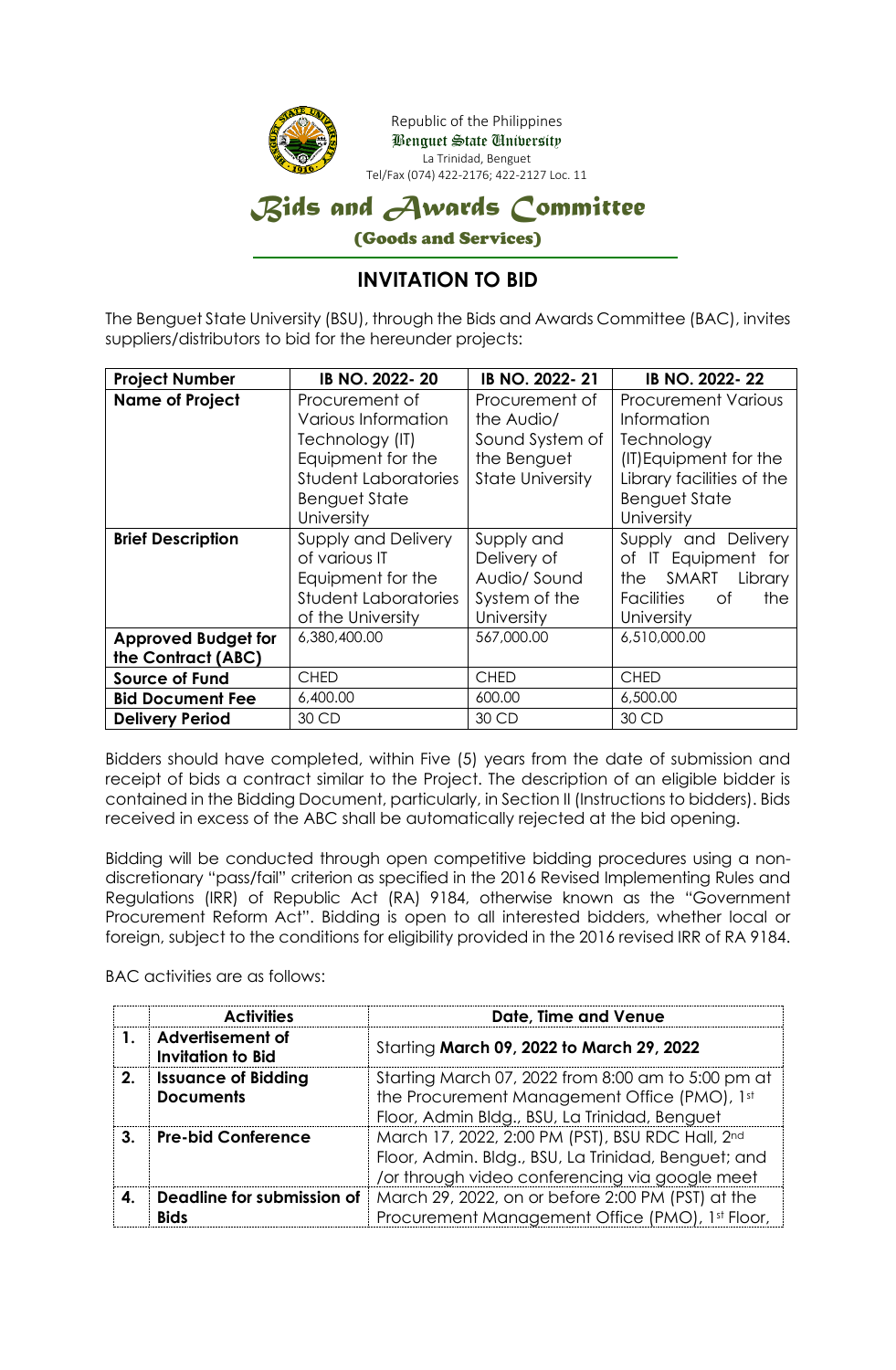Republic of the Philippines
Benguet State University
La Trinidad, Benguet
Tel/Fax (074) 422-2176; 422-2127 Loc. 11

# Bids and Awards Committee

**(Goods and Services)**

## INVITATION TO BID

The Benguet State University (BSU), through the Bids and Awards Committee (BAC), invites suppliers/distributors to bid for the hereunder projects:

| **Project Number** | **IB NO. 2022- 20** | **IB NO. 2022- 21** | **IB NO. 2022- 22** |
|---|---|---|---|
| **Name of Project** | Procurement of Various Information Technology (IT) Equipment for the Student Laboratories Benguet State University | Procurement of the Audio/ Sound System of the Benguet State University | Procurement Various Information Technology (IT)Equipment for the Library facilities of the Benguet State University |
| **Brief Description** | Supply and Delivery of various IT Equipment for the Student Laboratories of the University | Supply and Delivery of Audio/ Sound System of the University | Supply and Delivery of IT Equipment for the SMART Library Facilities of the University |
| **Approved Budget for the Contract (ABC)** | 6,380,400.00 | 567,000.00 | 6,510,000.00 |
| **Source of Fund** | CHED | CHED | CHED |
| **Bid Document Fee** | 6,400.00 | 600.00 | 6,500.00 |
| **Delivery Period** | 30 CD | 30 CD | 30 CD |

Bidders should have completed, within Five (5) years from the date of submission and receipt of bids a contract similar to the Project. The description of an eligible bidder is contained in the Bidding Document, particularly, in Section II (Instructions to bidders). Bids received in excess of the ABC shall be automatically rejected at the bid opening.

Bidding will be conducted through open competitive bidding procedures using a non-discretionary "pass/fail" criterion as specified in the 2016 Revised Implementing Rules and Regulations (IRR) of Republic Act (RA) 9184, otherwise known as the "Government Procurement Reform Act". Bidding is open to all interested bidders, whether local or foreign, subject to the conditions for eligibility provided in the 2016 revised IRR of RA 9184.

BAC activities are as follows:

| | **Activities** | **Date, Time and Venue** |
|---|---|---|
| **1.** | **Advertisement of Invitation to Bid** | Starting **March 09, 2022 to March 29, 2022** |
| **2.** | **Issuance of Bidding Documents** | Starting March 07, 2022 from 8:00 am to 5:00 pm at the Procurement Management Office (PMO), 1st Floor, Admin Bldg., BSU, La Trinidad, Benguet |
| **3.** | **Pre-bid Conference** | March 17, 2022, 2:00 PM (PST), BSU RDC Hall, 2nd Floor, Admin. Bldg., BSU, La Trinidad, Benguet; and /or through video conferencing via google meet |
| **4.** | **Deadline for submission of Bids** | March 29, 2022, on or before 2:00 PM (PST) at the Procurement Management Office (PMO), 1st Floor, |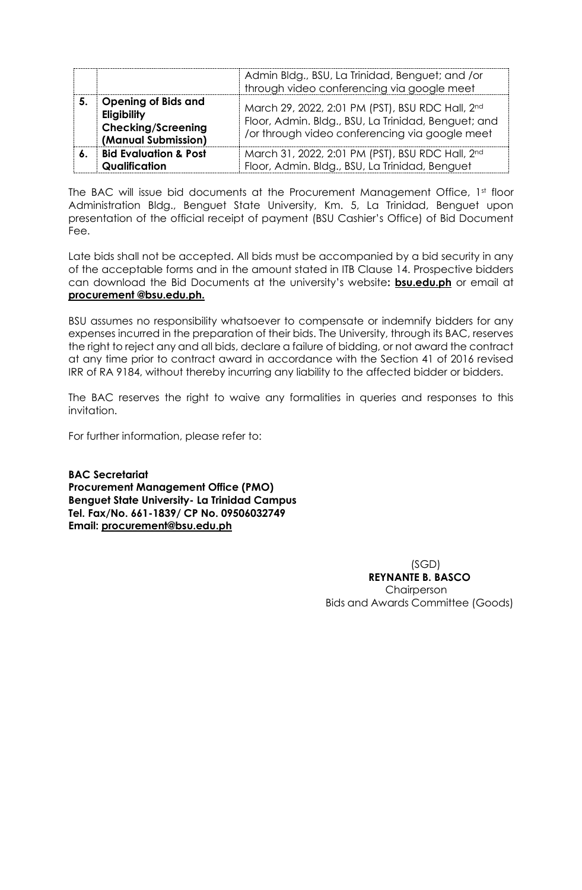| | | |
|---|---|---|
| | | Admin Bldg., BSU, La Trinidad, Benguet; and /or through video conferencing via google meet |
| **5.** | **Opening of Bids and Eligibility Checking/Screening (Manual Submission)** | March 29, 2022, 2:01 PM (PST), BSU RDC Hall, 2nd Floor, Admin. Bldg., BSU, La Trinidad, Benguet; and /or through video conferencing via google meet |
| **6.** | **Bid Evaluation & Post Qualification** | March 31, 2022, 2:01 PM (PST), BSU RDC Hall, 2nd Floor, Admin. Bldg., BSU, La Trinidad, Benguet |

The BAC will issue bid documents at the Procurement Management Office, 1st floor Administration Bldg., Benguet State University, Km. 5, La Trinidad, Benguet upon presentation of the official receipt of payment (BSU Cashier's Office) of Bid Document Fee.

Late bids shall not be accepted. All bids must be accompanied by a bid security in any of the acceptable forms and in the amount stated in ITB Clause 14. Prospective bidders can download the Bid Documents at the university's website**: bsu.edu.ph** or email at **procurement @bsu.edu.ph.**

BSU assumes no responsibility whatsoever to compensate or indemnify bidders for any expenses incurred in the preparation of their bids. The University, through its BAC, reserves the right to reject any and all bids, declare a failure of bidding, or not award the contract at any time prior to contract award in accordance with the Section 41 of 2016 revised IRR of RA 9184, without thereby incurring any liability to the affected bidder or bidders.

The BAC reserves the right to waive any formalities in queries and responses to this invitation.

For further information, please refer to:

**BAC Secretariat**
**Procurement Management Office (PMO)**
**Benguet State University- La Trinidad Campus**
**Tel. Fax/No. 661-1839/ CP No. 09506032749**
**Email: procurement@bsu.edu.ph**

(SGD)
**REYNANTE B. BASCO**
Chairperson
Bids and Awards Committee (Goods)